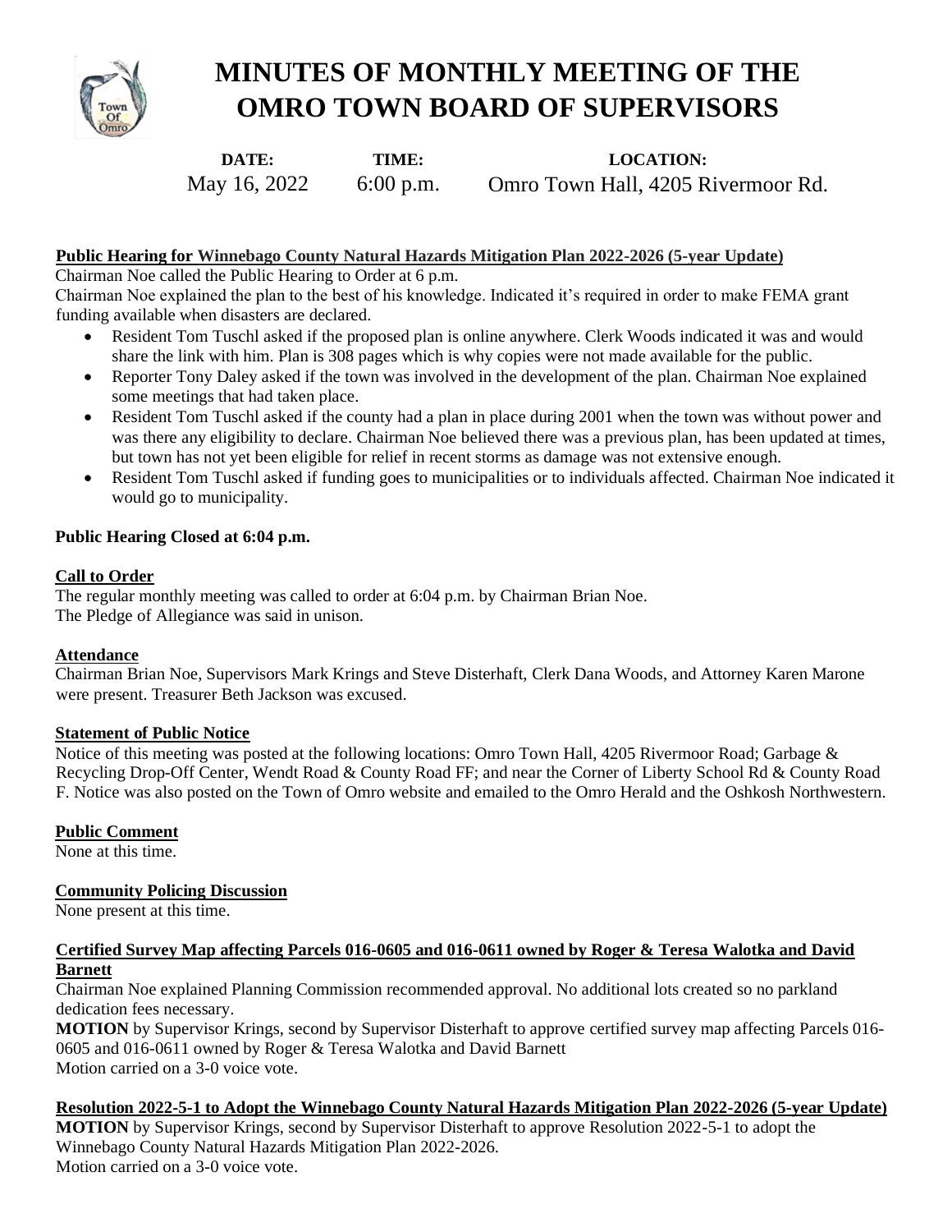# MINUTES OF MONTHLY MEETING OF THE OMRO TOWN BOARD OF SUPERVISORS

| DATE: | TIME: | LOCATION: |
|---|---|---|
| May 16, 2022 | 6:00 p.m. | Omro Town Hall, 4205 Rivermoor Rd. |

**Public Hearing for Winnebago County Natural Hazards Mitigation Plan 2022-2026 (5-year Update)**

Chairman Noe called the Public Hearing to Order at 6 p.m.

Chairman Noe explained the plan to the best of his knowledge. Indicated it's required in order to make FEMA grant funding available when disasters are declared.

- Resident Tom Tuschl asked if the proposed plan is online anywhere. Clerk Woods indicated it was and would share the link with him. Plan is 308 pages which is why copies were not made available for the public.
- Reporter Tony Daley asked if the town was involved in the development of the plan. Chairman Noe explained some meetings that had taken place.
- Resident Tom Tuschl asked if the county had a plan in place during 2001 when the town was without power and was there any eligibility to declare. Chairman Noe believed there was a previous plan, has been updated at times, but town has not yet been eligible for relief in recent storms as damage was not extensive enough.
- Resident Tom Tuschl asked if funding goes to municipalities or to individuals affected. Chairman Noe indicated it would go to municipality.

**Public Hearing Closed at 6:04 p.m.**

**Call to Order**

The regular monthly meeting was called to order at 6:04 p.m. by Chairman Brian Noe.
The Pledge of Allegiance was said in unison.

**Attendance**

Chairman Brian Noe, Supervisors Mark Krings and Steve Disterhaft, Clerk Dana Woods, and Attorney Karen Marone were present. Treasurer Beth Jackson was excused.

**Statement of Public Notice**

Notice of this meeting was posted at the following locations: Omro Town Hall, 4205 Rivermoor Road; Garbage & Recycling Drop-Off Center, Wendt Road & County Road FF; and near the Corner of Liberty School Rd & County Road F. Notice was also posted on the Town of Omro website and emailed to the Omro Herald and the Oshkosh Northwestern.

**Public Comment**

None at this time.

**Community Policing Discussion**

None present at this time.

**Certified Survey Map affecting Parcels 016-0605 and 016-0611 owned by Roger & Teresa Walotka and David Barnett**

Chairman Noe explained Planning Commission recommended approval. No additional lots created so no parkland dedication fees necessary.

**MOTION** by Supervisor Krings, second by Supervisor Disterhaft to approve certified survey map affecting Parcels 016-0605 and 016-0611 owned by Roger & Teresa Walotka and David Barnett
Motion carried on a 3-0 voice vote.

**Resolution 2022-5-1 to Adopt the Winnebago County Natural Hazards Mitigation Plan 2022-2026 (5-year Update)**

**MOTION** by Supervisor Krings, second by Supervisor Disterhaft to approve Resolution 2022-5-1 to adopt the Winnebago County Natural Hazards Mitigation Plan 2022-2026.
Motion carried on a 3-0 voice vote.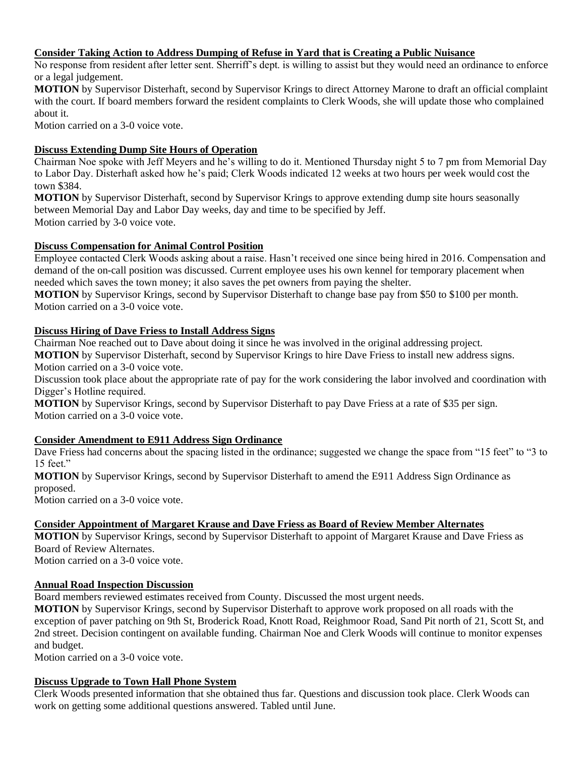**Consider Taking Action to Address Dumping of Refuse in Yard that is Creating a Public Nuisance**

No response from resident after letter sent. Sherriff's dept. is willing to assist but they would need an ordinance to enforce or a legal judgement.

**MOTION** by Supervisor Disterhaft, second by Supervisor Krings to direct Attorney Marone to draft an official complaint with the court. If board members forward the resident complaints to Clerk Woods, she will update those who complained about it.

Motion carried on a 3-0 voice vote.

**Discuss Extending Dump Site Hours of Operation**

Chairman Noe spoke with Jeff Meyers and he's willing to do it. Mentioned Thursday night 5 to 7 pm from Memorial Day to Labor Day. Disterhaft asked how he's paid; Clerk Woods indicated 12 weeks at two hours per week would cost the town $384.

**MOTION** by Supervisor Disterhaft, second by Supervisor Krings to approve extending dump site hours seasonally between Memorial Day and Labor Day weeks, day and time to be specified by Jeff.

Motion carried by 3-0 voice vote.

**Discuss Compensation for Animal Control Position**

Employee contacted Clerk Woods asking about a raise. Hasn't received one since being hired in 2016. Compensation and demand of the on-call position was discussed. Current employee uses his own kennel for temporary placement when needed which saves the town money; it also saves the pet owners from paying the shelter.

**MOTION** by Supervisor Krings, second by Supervisor Disterhaft to change base pay from $50 to $100 per month.

Motion carried on a 3-0 voice vote.

**Discuss Hiring of Dave Friess to Install Address Signs**

Chairman Noe reached out to Dave about doing it since he was involved in the original addressing project.

**MOTION** by Supervisor Disterhaft, second by Supervisor Krings to hire Dave Friess to install new address signs.

Motion carried on a 3-0 voice vote.

Discussion took place about the appropriate rate of pay for the work considering the labor involved and coordination with Digger's Hotline required.

**MOTION** by Supervisor Krings, second by Supervisor Disterhaft to pay Dave Friess at a rate of $35 per sign.

Motion carried on a 3-0 voice vote.

**Consider Amendment to E911 Address Sign Ordinance**

Dave Friess had concerns about the spacing listed in the ordinance; suggested we change the space from "15 feet" to "3 to 15 feet."

**MOTION** by Supervisor Krings, second by Supervisor Disterhaft to amend the E911 Address Sign Ordinance as proposed.

Motion carried on a 3-0 voice vote.

**Consider Appointment of Margaret Krause and Dave Friess as Board of Review Member Alternates**

**MOTION** by Supervisor Krings, second by Supervisor Disterhaft to appoint of Margaret Krause and Dave Friess as Board of Review Alternates.

Motion carried on a 3-0 voice vote.

**Annual Road Inspection Discussion**

Board members reviewed estimates received from County. Discussed the most urgent needs.

**MOTION** by Supervisor Krings, second by Supervisor Disterhaft to approve work proposed on all roads with the exception of paver patching on 9th St, Broderick Road, Knott Road, Reighmoor Road, Sand Pit north of 21, Scott St, and 2nd street. Decision contingent on available funding. Chairman Noe and Clerk Woods will continue to monitor expenses and budget.

Motion carried on a 3-0 voice vote.

**Discuss Upgrade to Town Hall Phone System**

Clerk Woods presented information that she obtained thus far. Questions and discussion took place. Clerk Woods can work on getting some additional questions answered. Tabled until June.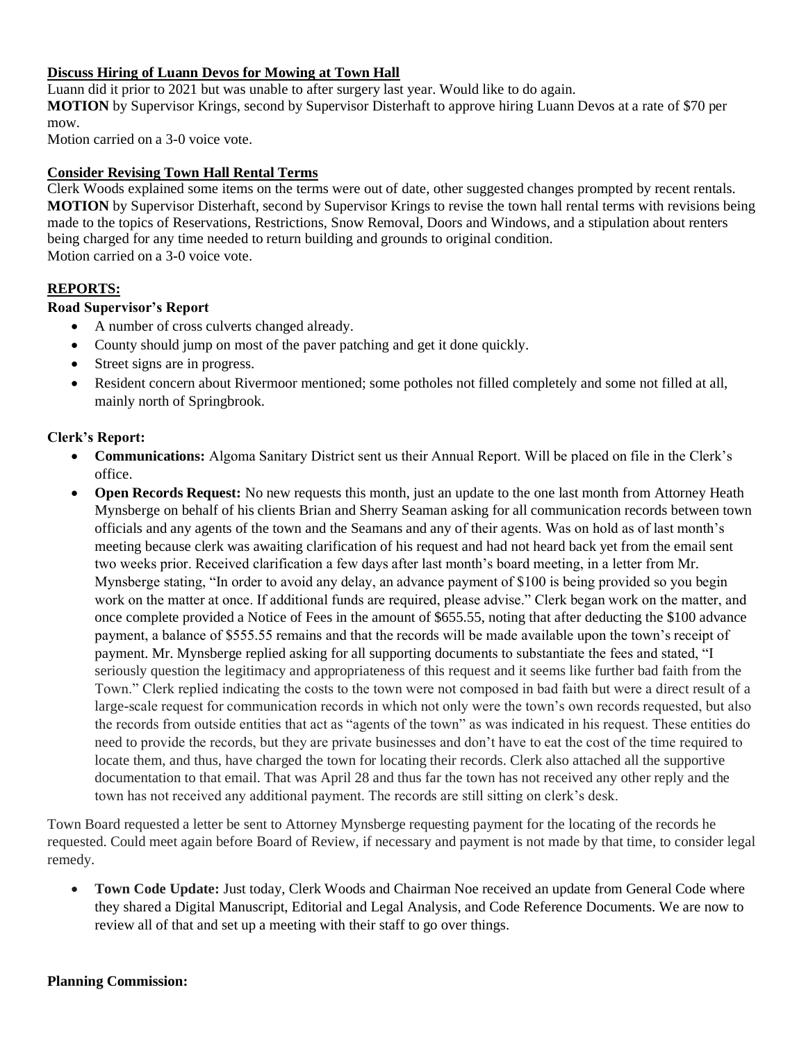**Discuss Hiring of Luann Devos for Mowing at Town Hall**

Luann did it prior to 2021 but was unable to after surgery last year. Would like to do again.

**MOTION** by Supervisor Krings, second by Supervisor Disterhaft to approve hiring Luann Devos at a rate of $70 per mow.

Motion carried on a 3-0 voice vote.

**Consider Revising Town Hall Rental Terms**

Clerk Woods explained some items on the terms were out of date, other suggested changes prompted by recent rentals.

**MOTION** by Supervisor Disterhaft, second by Supervisor Krings to revise the town hall rental terms with revisions being made to the topics of Reservations, Restrictions, Snow Removal, Doors and Windows, and a stipulation about renters being charged for any time needed to return building and grounds to original condition.

Motion carried on a 3-0 voice vote.

## REPORTS:

**Road Supervisor's Report**

- A number of cross culverts changed already.
- County should jump on most of the paver patching and get it done quickly.
- Street signs are in progress.
- Resident concern about Rivermoor mentioned; some potholes not filled completely and some not filled at all, mainly north of Springbrook.

**Clerk's Report:**

- **Communications:** Algoma Sanitary District sent us their Annual Report. Will be placed on file in the Clerk's office.
- **Open Records Request:** No new requests this month, just an update to the one last month from Attorney Heath Mynsberge on behalf of his clients Brian and Sherry Seaman asking for all communication records between town officials and any agents of the town and the Seamans and any of their agents. Was on hold as of last month's meeting because clerk was awaiting clarification of his request and had not heard back yet from the email sent two weeks prior. Received clarification a few days after last month's board meeting, in a letter from Mr. Mynsberge stating, "In order to avoid any delay, an advance payment of $100 is being provided so you begin work on the matter at once. If additional funds are required, please advise." Clerk began work on the matter, and once complete provided a Notice of Fees in the amount of $655.55, noting that after deducting the $100 advance payment, a balance of $555.55 remains and that the records will be made available upon the town's receipt of payment. Mr. Mynsberge replied asking for all supporting documents to substantiate the fees and stated, "I seriously question the legitimacy and appropriateness of this request and it seems like further bad faith from the Town." Clerk replied indicating the costs to the town were not composed in bad faith but were a direct result of a large-scale request for communication records in which not only were the town's own records requested, but also the records from outside entities that act as "agents of the town" as was indicated in his request. These entities do need to provide the records, but they are private businesses and don't have to eat the cost of the time required to locate them, and thus, have charged the town for locating their records. Clerk also attached all the supportive documentation to that email. That was April 28 and thus far the town has not received any other reply and the town has not received any additional payment. The records are still sitting on clerk's desk.

Town Board requested a letter be sent to Attorney Mynsberge requesting payment for the locating of the records he requested. Could meet again before Board of Review, if necessary and payment is not made by that time, to consider legal remedy.

- **Town Code Update:** Just today, Clerk Woods and Chairman Noe received an update from General Code where they shared a Digital Manuscript, Editorial and Legal Analysis, and Code Reference Documents. We are now to review all of that and set up a meeting with their staff to go over things.

**Planning Commission:**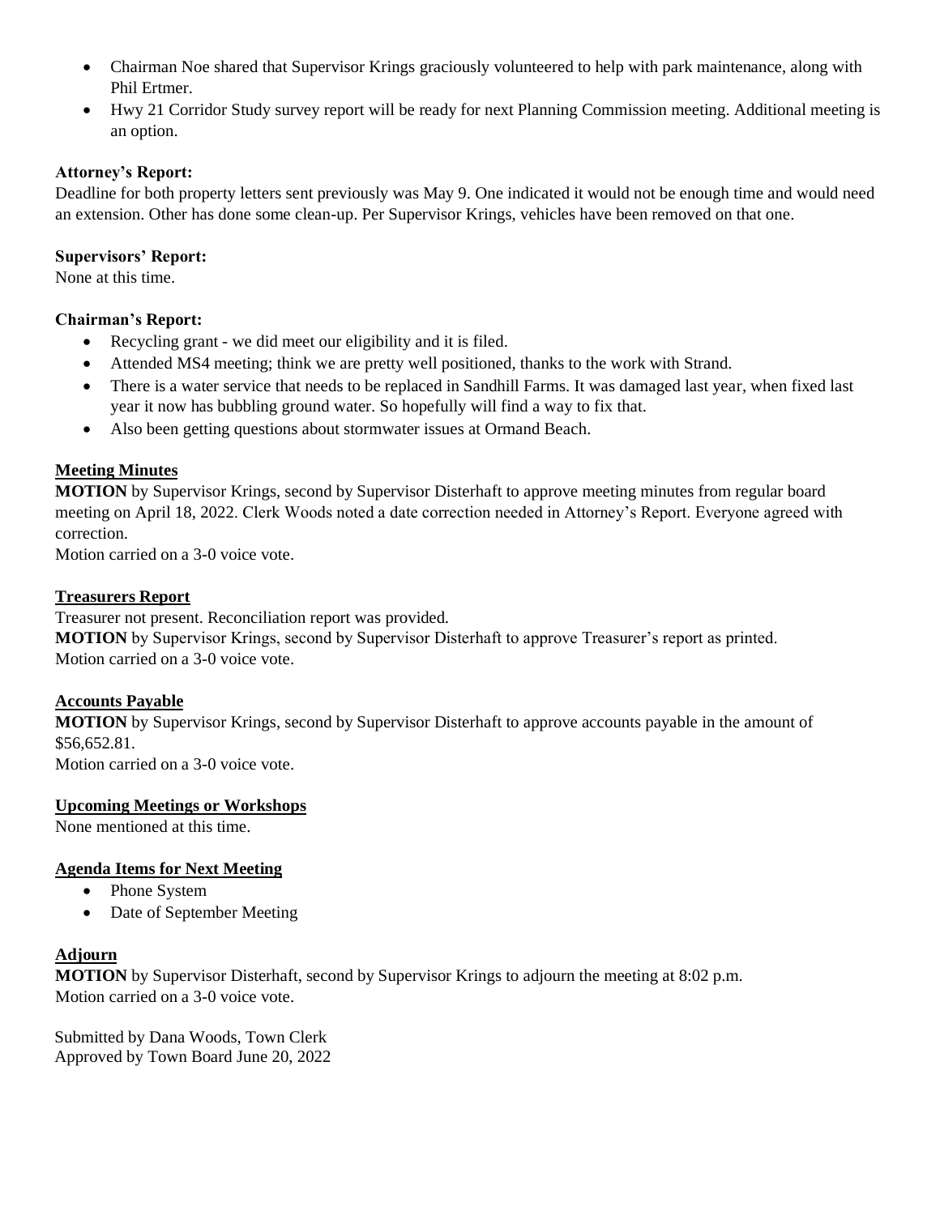- Chairman Noe shared that Supervisor Krings graciously volunteered to help with park maintenance, along with Phil Ertmer.
- Hwy 21 Corridor Study survey report will be ready for next Planning Commission meeting. Additional meeting is an option.

**Attorney's Report:**

Deadline for both property letters sent previously was May 9. One indicated it would not be enough time and would need an extension. Other has done some clean-up. Per Supervisor Krings, vehicles have been removed on that one.

**Supervisors' Report:**

None at this time.

**Chairman's Report:**

- Recycling grant - we did meet our eligibility and it is filed.
- Attended MS4 meeting; think we are pretty well positioned, thanks to the work with Strand.
- There is a water service that needs to be replaced in Sandhill Farms. It was damaged last year, when fixed last year it now has bubbling ground water. So hopefully will find a way to fix that.
- Also been getting questions about stormwater issues at Ormand Beach.

## **Meeting Minutes**

**MOTION** by Supervisor Krings, second by Supervisor Disterhaft to approve meeting minutes from regular board meeting on April 18, 2022. Clerk Woods noted a date correction needed in Attorney's Report. Everyone agreed with correction.

Motion carried on a 3-0 voice vote.

## **Treasurers Report**

Treasurer not present. Reconciliation report was provided.

**MOTION** by Supervisor Krings, second by Supervisor Disterhaft to approve Treasurer's report as printed.

Motion carried on a 3-0 voice vote.

## **Accounts Payable**

**MOTION** by Supervisor Krings, second by Supervisor Disterhaft to approve accounts payable in the amount of $56,652.81.

Motion carried on a 3-0 voice vote.

## **Upcoming Meetings or Workshops**

None mentioned at this time.

## **Agenda Items for Next Meeting**

- Phone System
- Date of September Meeting

## **Adjourn**

**MOTION** by Supervisor Disterhaft, second by Supervisor Krings to adjourn the meeting at 8:02 p.m.

Motion carried on a 3-0 voice vote.

Submitted by Dana Woods, Town Clerk
Approved by Town Board June 20, 2022